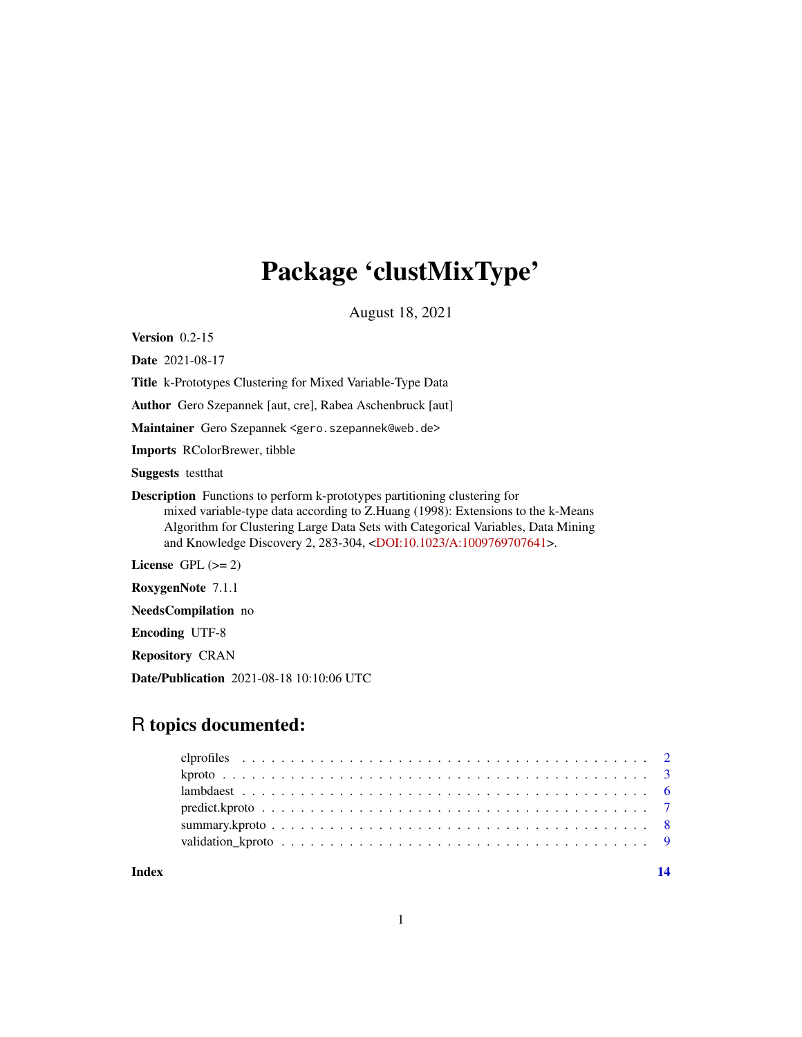# Package 'clustMixType'

August 18, 2021

**Version** 0.2-15

**Date** 2021-08-17

**Title** k-Prototypes Clustering for Mixed Variable-Type Data

**Author** Gero Szepannek [aut, cre], Rabea Aschenbruck [aut]

**Maintainer** Gero Szepannek <gero.szepannek@web.de>

**Imports** RColorBrewer, tibble

**Suggests** testthat

**Description** Functions to perform k-prototypes partitioning clustering for mixed variable-type data according to Z.Huang (1998): Extensions to the k-Means Algorithm for Clustering Large Data Sets with Categorical Variables, Data Mining and Knowledge Discovery 2, 283-304, <DOI:10.1023/A:1009769707641>.

**License** GPL (>= 2)

**RoxygenNote** 7.1.1

**NeedsCompilation** no

**Encoding** UTF-8

**Repository** CRAN

**Date/Publication** 2021-08-18 10:10:06 UTC

## R topics documented:

- clprofiles . . . . . . . . . . 2
- kproto . . . . . . . . . . 3
- lambdaest . . . . . . . . . . 6
- predict.kproto . . . . . . . . . . 7
- summary.kproto . . . . . . . . . . 8
- validation_kproto . . . . . . . . . . 9

**Index** 14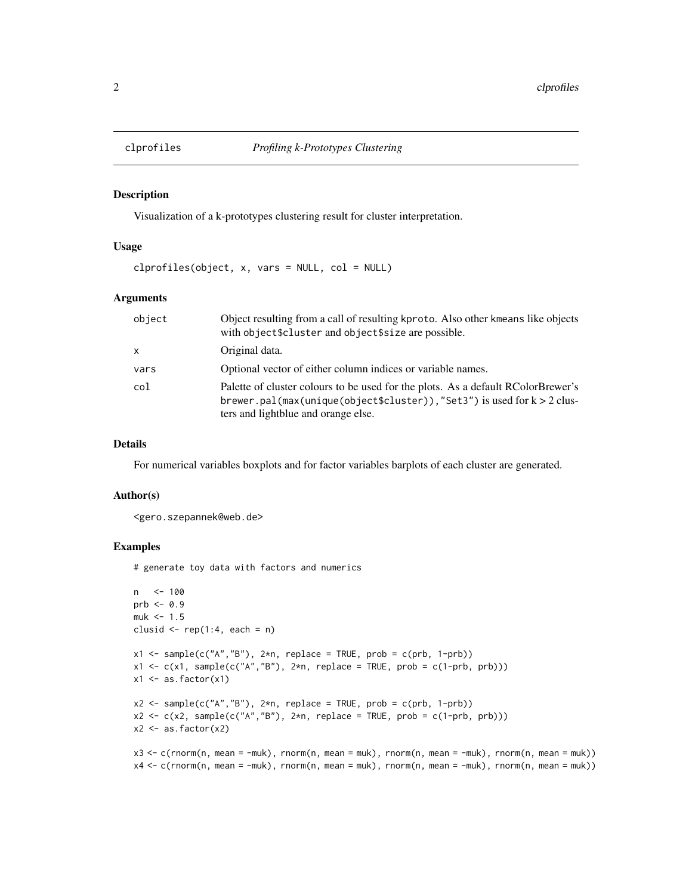## clprofiles *Profiling k-Prototypes Clustering*

### Description

Visualization of a k-prototypes clustering result for cluster interpretation.

### Usage

```
clprofiles(object, x, vars = NULL, col = NULL)
```

### Arguments

| | |
|---|---|
| object | Object resulting from a call of resulting kproto. Also other kmeans like objects with object$cluster and object$size are possible. |
| x | Original data. |
| vars | Optional vector of either column indices or variable names. |
| col | Palette of cluster colours to be used for the plots. As a default RColorBrewer's brewer.pal(max(unique(object$cluster)),"Set3") is used for $k > 2$ clusters and lightblue and orange else. |

### Details

For numerical variables boxplots and for factor variables barplots of each cluster are generated.

### Author(s)

<gero.szepannek@web.de>

### Examples

```
# generate toy data with factors and numerics

n   <- 100
prb <- 0.9
muk <- 1.5
clusid <- rep(1:4, each = n)

x1 <- sample(c("A","B"), 2*n, replace = TRUE, prob = c(prb, 1-prb))
x1 <- c(x1, sample(c("A","B"), 2*n, replace = TRUE, prob = c(1-prb, prb)))
x1 <- as.factor(x1)

x2 <- sample(c("A","B"), 2*n, replace = TRUE, prob = c(prb, 1-prb))
x2 <- c(x2, sample(c("A","B"), 2*n, replace = TRUE, prob = c(1-prb, prb)))
x2 <- as.factor(x2)

x3 <- c(rnorm(n, mean = -muk), rnorm(n, mean = muk), rnorm(n, mean = -muk), rnorm(n, mean = muk))
x4 <- c(rnorm(n, mean = -muk), rnorm(n, mean = muk), rnorm(n, mean = -muk), rnorm(n, mean = muk))
```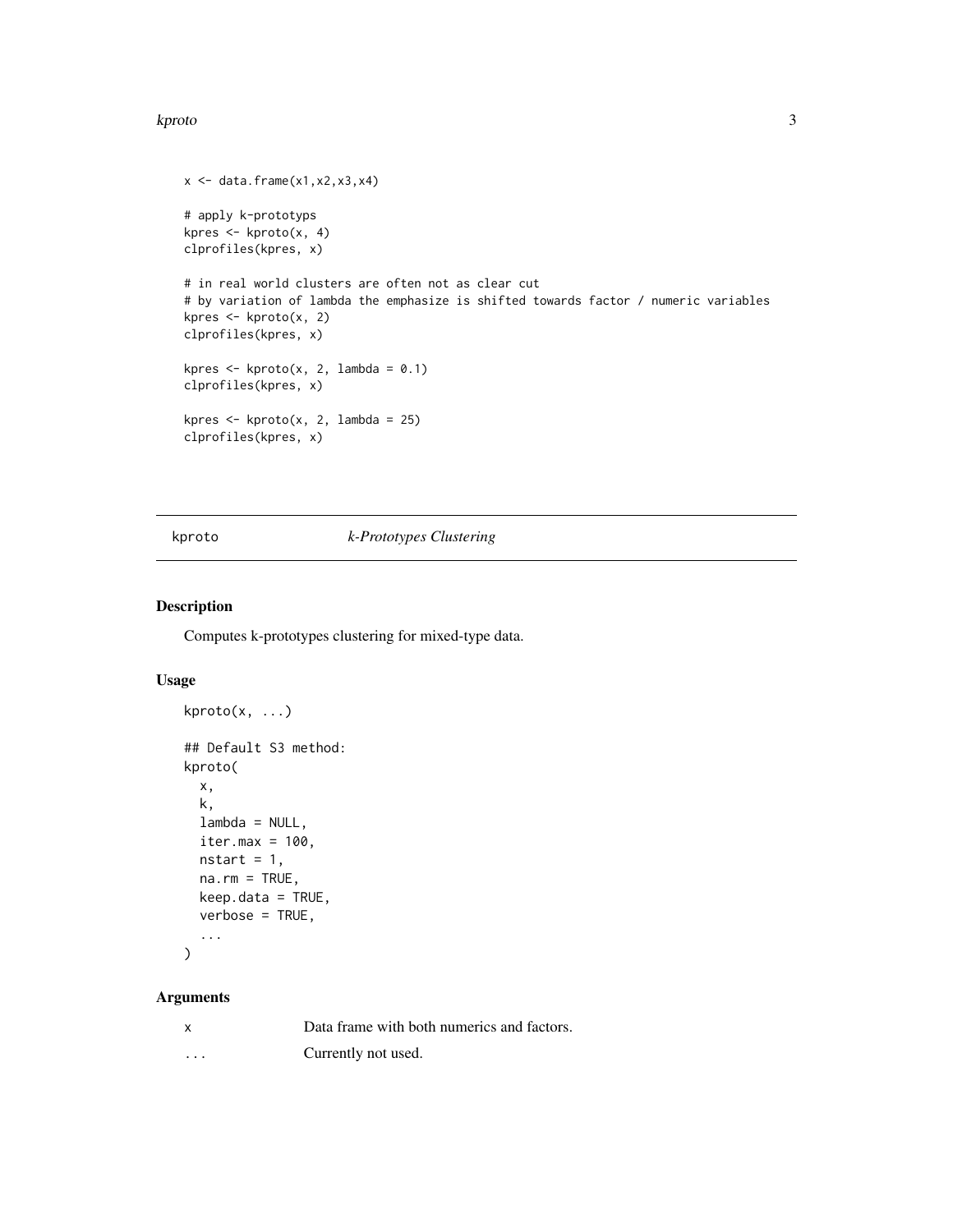```
x <- data.frame(x1,x2,x3,x4)

# apply k-prototyps
kpres <- kproto(x, 4)
clprofiles(kpres, x)

# in real world clusters are often not as clear cut
# by variation of lambda the emphasize is shifted towards factor / numeric variables
kpres <- kproto(x, 2)
clprofiles(kpres, x)

kpres <- kproto(x, 2, lambda = 0.1)
clprofiles(kpres, x)

kpres <- kproto(x, 2, lambda = 25)
clprofiles(kpres, x)
```

## kproto — *k-Prototypes Clustering*

### Description

Computes k-prototypes clustering for mixed-type data.

### Usage

```
kproto(x, ...)

## Default S3 method:
kproto(
  x,
  k,
  lambda = NULL,
  iter.max = 100,
  nstart = 1,
  na.rm = TRUE,
  keep.data = TRUE,
  verbose = TRUE,
  ...
)
```

### Arguments

| | |
|---|---|
| x | Data frame with both numerics and factors. |
| ... | Currently not used. |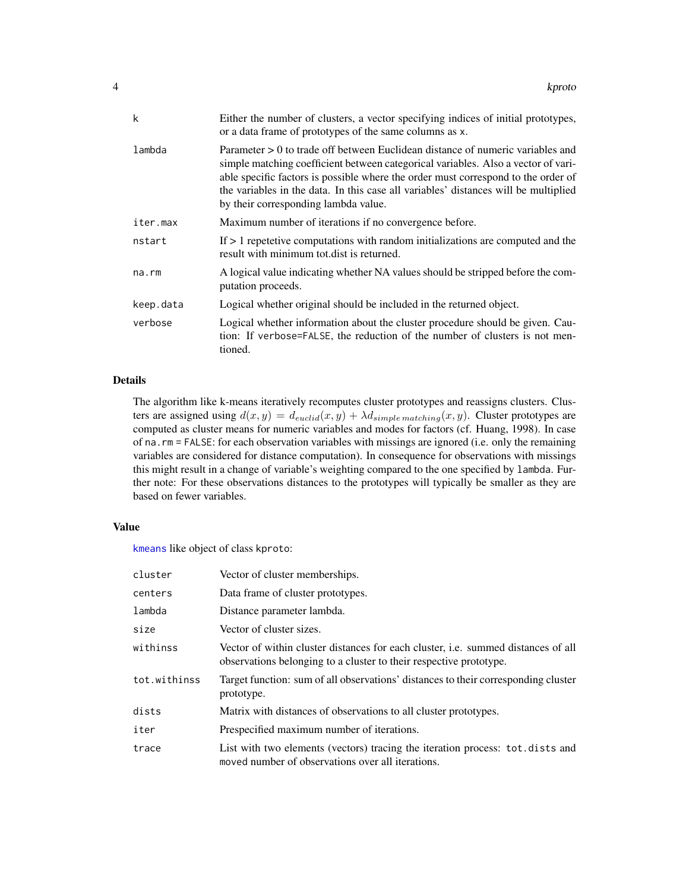| | |
|---|---|
| k | Either the number of clusters, a vector specifying indices of initial prototypes, or a data frame of prototypes of the same columns as x. |
| lambda | Parameter > 0 to trade off between Euclidean distance of numeric variables and simple matching coefficient between categorical variables. Also a vector of variable specific factors is possible where the order must correspond to the order of the variables in the data. In this case all variables' distances will be multiplied by their corresponding lambda value. |
| iter.max | Maximum number of iterations if no convergence before. |
| nstart | If > 1 repetetive computations with random initializations are computed and the result with minimum tot.dist is returned. |
| na.rm | A logical value indicating whether NA values should be stripped before the computation proceeds. |
| keep.data | Logical whether original should be included in the returned object. |
| verbose | Logical whether information about the cluster procedure should be given. Caution: If verbose=FALSE, the reduction of the number of clusters is not mentioned. |

## Details

The algorithm like k-means iteratively recomputes cluster prototypes and reassigns clusters. Clusters are assigned using $d(x, y) = d_{euclid}(x, y) + \lambda d_{simple\,matching}(x, y)$. Cluster prototypes are computed as cluster means for numeric variables and modes for factors (cf. Huang, 1998). In case of na.rm = FALSE: for each observation variables with missings are ignored (i.e. only the remaining variables are considered for distance computation). In consequence for observations with missings this might result in a change of variable's weighting compared to the one specified by lambda. Further note: For these observations distances to the prototypes will typically be smaller as they are based on fewer variables.

## Value

kmeans like object of class kproto:

| | |
|---|---|
| cluster | Vector of cluster memberships. |
| centers | Data frame of cluster prototypes. |
| lambda | Distance parameter lambda. |
| size | Vector of cluster sizes. |
| withinss | Vector of within cluster distances for each cluster, i.e. summed distances of all observations belonging to a cluster to their respective prototype. |
| tot.withinss | Target function: sum of all observations' distances to their corresponding cluster prototype. |
| dists | Matrix with distances of observations to all cluster prototypes. |
| iter | Prespecified maximum number of iterations. |
| trace | List with two elements (vectors) tracing the iteration process: tot.dists and moved number of observations over all iterations. |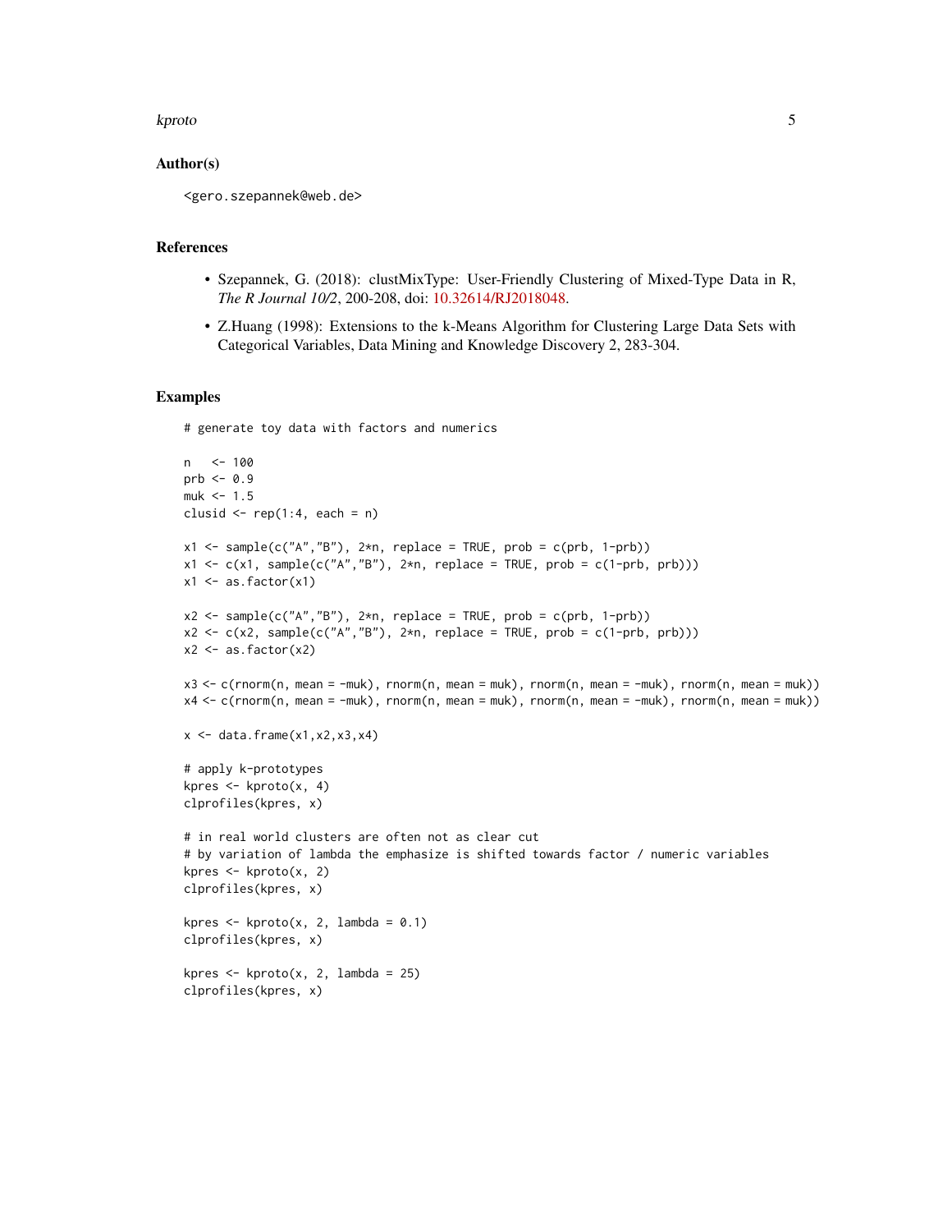### Author(s)

<gero.szepannek@web.de>

### References

- Szepannek, G. (2018): clustMixType: User-Friendly Clustering of Mixed-Type Data in R, *The R Journal 10/2*, 200-208, doi: 10.32614/RJ2018048.
- Z.Huang (1998): Extensions to the k-Means Algorithm for Clustering Large Data Sets with Categorical Variables, Data Mining and Knowledge Discovery 2, 283-304.

### Examples

```
# generate toy data with factors and numerics

n   <- 100
prb <- 0.9
muk <- 1.5
clusid <- rep(1:4, each = n)

x1 <- sample(c("A","B"), 2*n, replace = TRUE, prob = c(prb, 1-prb))
x1 <- c(x1, sample(c("A","B"), 2*n, replace = TRUE, prob = c(1-prb, prb)))
x1 <- as.factor(x1)

x2 <- sample(c("A","B"), 2*n, replace = TRUE, prob = c(prb, 1-prb))
x2 <- c(x2, sample(c("A","B"), 2*n, replace = TRUE, prob = c(1-prb, prb)))
x2 <- as.factor(x2)

x3 <- c(rnorm(n, mean = -muk), rnorm(n, mean = muk), rnorm(n, mean = -muk), rnorm(n, mean = muk))
x4 <- c(rnorm(n, mean = -muk), rnorm(n, mean = muk), rnorm(n, mean = -muk), rnorm(n, mean = muk))

x <- data.frame(x1,x2,x3,x4)

# apply k-prototypes
kpres <- kproto(x, 4)
clprofiles(kpres, x)

# in real world clusters are often not as clear cut
# by variation of lambda the emphasize is shifted towards factor / numeric variables
kpres <- kproto(x, 2)
clprofiles(kpres, x)

kpres <- kproto(x, 2, lambda = 0.1)
clprofiles(kpres, x)

kpres <- kproto(x, 2, lambda = 25)
clprofiles(kpres, x)
```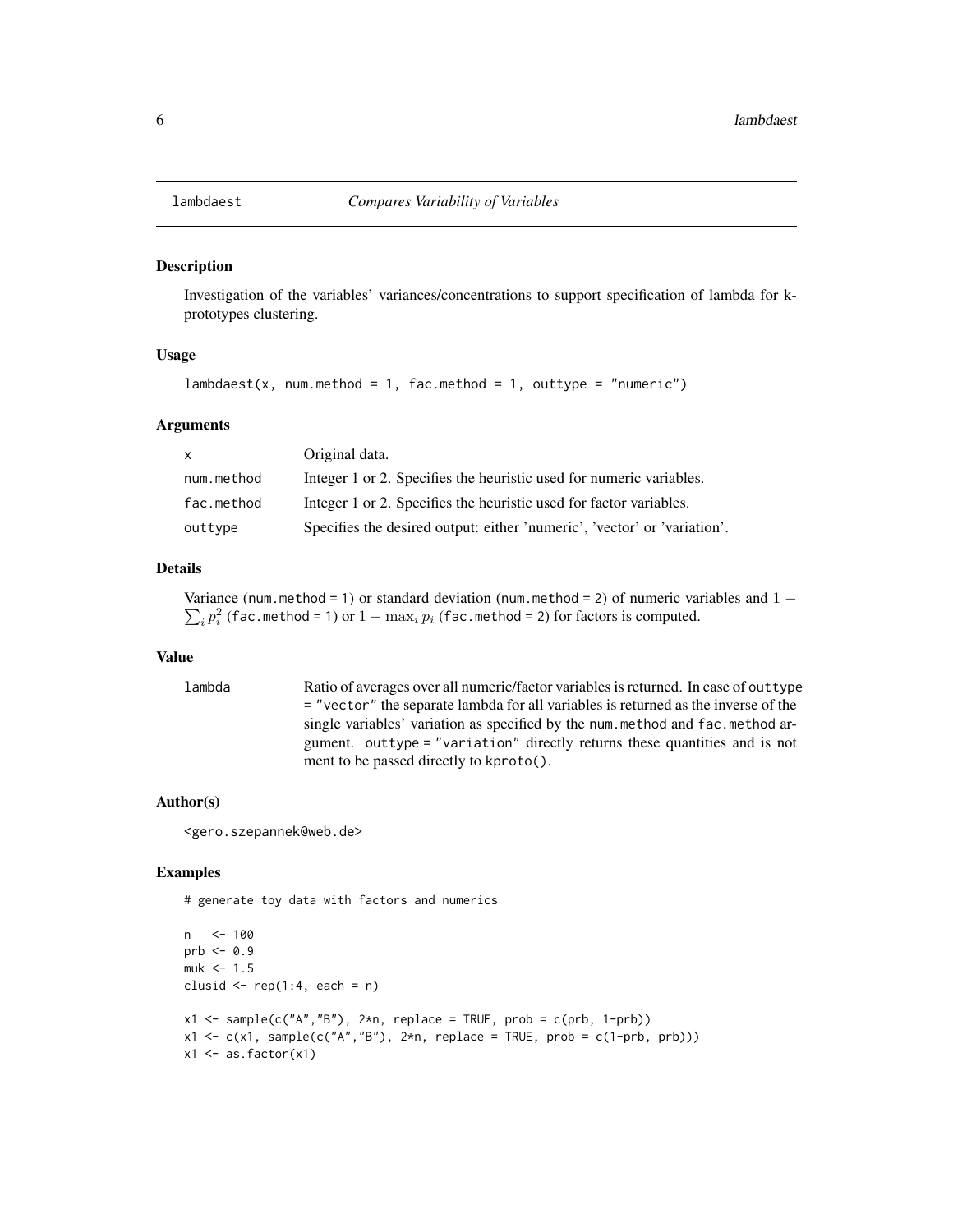lambdaest *Compares Variability of Variables*

## Description

Investigation of the variables' variances/concentrations to support specification of lambda for k-prototypes clustering.

## Usage

```
lambdaest(x, num.method = 1, fac.method = 1, outtype = "numeric")
```

## Arguments

| | |
|---|---|
| x | Original data. |
| num.method | Integer 1 or 2. Specifies the heuristic used for numeric variables. |
| fac.method | Integer 1 or 2. Specifies the heuristic used for factor variables. |
| outtype | Specifies the desired output: either 'numeric', 'vector' or 'variation'. |

## Details

Variance (`num.method = 1`) or standard deviation (`num.method = 2`) of numeric variables and $1 - \sum_i p_i^2$ (`fac.method = 1`) or $1 - \max_i p_i$ (`fac.method = 2`) for factors is computed.

## Value

| | |
|---|---|
| lambda | Ratio of averages over all numeric/factor variables is returned. In case of `outtype = "vector"` the separate lambda for all variables is returned as the inverse of the single variables' variation as specified by the `num.method` and `fac.method` argument. `outtype = "variation"` directly returns these quantities and is not ment to be passed directly to `kproto()`. |

## Author(s)

<gero.szepannek@web.de>

## Examples

```
# generate toy data with factors and numerics

n   <- 100
prb <- 0.9
muk <- 1.5
clusid <- rep(1:4, each = n)

x1 <- sample(c("A","B"), 2*n, replace = TRUE, prob = c(prb, 1-prb))
x1 <- c(x1, sample(c("A","B"), 2*n, replace = TRUE, prob = c(1-prb, prb)))
x1 <- as.factor(x1)
```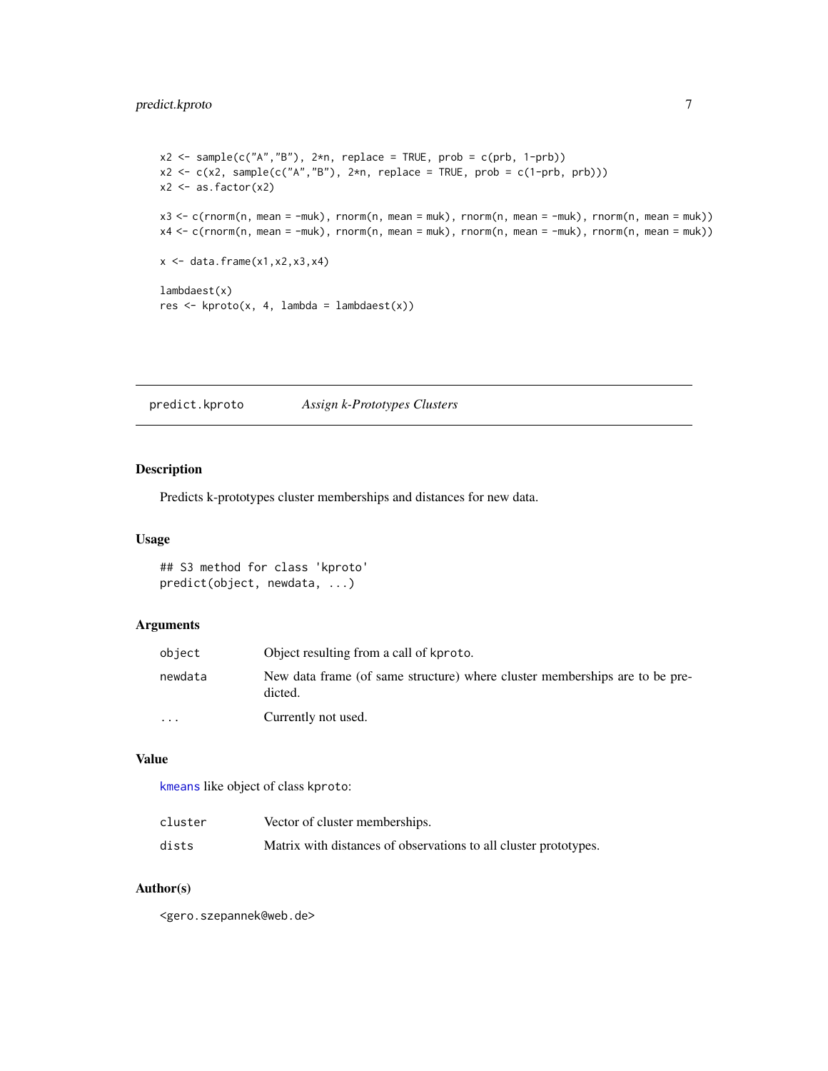```
x2 <- sample(c("A","B"), 2*n, replace = TRUE, prob = c(prb, 1-prb))
x2 <- c(x2, sample(c("A","B"), 2*n, replace = TRUE, prob = c(1-prb, prb)))
x2 <- as.factor(x2)

x3 <- c(rnorm(n, mean = -muk), rnorm(n, mean = muk), rnorm(n, mean = -muk), rnorm(n, mean = muk))
x4 <- c(rnorm(n, mean = -muk), rnorm(n, mean = muk), rnorm(n, mean = -muk), rnorm(n, mean = muk))

x <- data.frame(x1,x2,x3,x4)

lambdaest(x)
res <- kproto(x, 4, lambda = lambdaest(x))
```

## predict.kproto *Assign k-Prototypes Clusters*

### Description

Predicts k-prototypes cluster memberships and distances for new data.

### Usage

```
## S3 method for class 'kproto'
predict(object, newdata, ...)
```

### Arguments

| | |
|---|---|
| object | Object resulting from a call of kproto. |
| newdata | New data frame (of same structure) where cluster memberships are to be predicted. |
| ... | Currently not used. |

### Value

kmeans like object of class kproto:

| | |
|---|---|
| cluster | Vector of cluster memberships. |
| dists | Matrix with distances of observations to all cluster prototypes. |

### Author(s)

<gero.szepannek@web.de>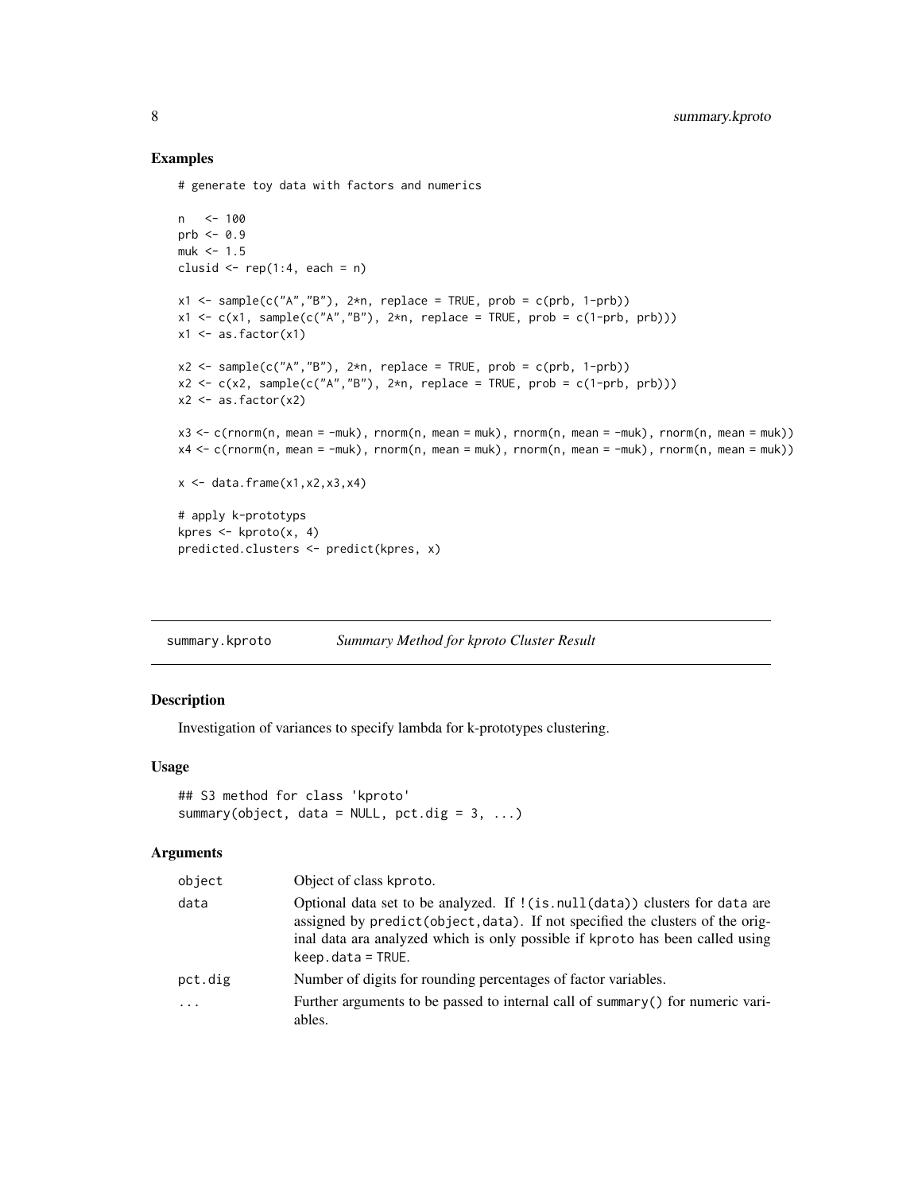## Examples

```
# generate toy data with factors and numerics

n   <- 100
prb <- 0.9
muk <- 1.5
clusid <- rep(1:4, each = n)

x1 <- sample(c("A","B"), 2*n, replace = TRUE, prob = c(prb, 1-prb))
x1 <- c(x1, sample(c("A","B"), 2*n, replace = TRUE, prob = c(1-prb, prb)))
x1 <- as.factor(x1)

x2 <- sample(c("A","B"), 2*n, replace = TRUE, prob = c(prb, 1-prb))
x2 <- c(x2, sample(c("A","B"), 2*n, replace = TRUE, prob = c(1-prb, prb)))
x2 <- as.factor(x2)

x3 <- c(rnorm(n, mean = -muk), rnorm(n, mean = muk), rnorm(n, mean = -muk), rnorm(n, mean = muk))
x4 <- c(rnorm(n, mean = -muk), rnorm(n, mean = muk), rnorm(n, mean = -muk), rnorm(n, mean = muk))

x <- data.frame(x1,x2,x3,x4)

# apply k-prototyps
kpres <- kproto(x, 4)
predicted.clusters <- predict(kpres, x)
```

---

## summary.kproto *Summary Method for kproto Cluster Result*

### Description

Investigation of variances to specify lambda for k-prototypes clustering.

### Usage

```
## S3 method for class 'kproto'
summary(object, data = NULL, pct.dig = 3, ...)
```

### Arguments

| | |
|---|---|
| object | Object of class kproto. |
| data | Optional data set to be analyzed. If !(is.null(data)) clusters for data are assigned by predict(object,data). If not specified the clusters of the original data ara analyzed which is only possible if kproto has been called using keep.data = TRUE. |
| pct.dig | Number of digits for rounding percentages of factor variables. |
| ... | Further arguments to be passed to internal call of summary() for numeric variables. |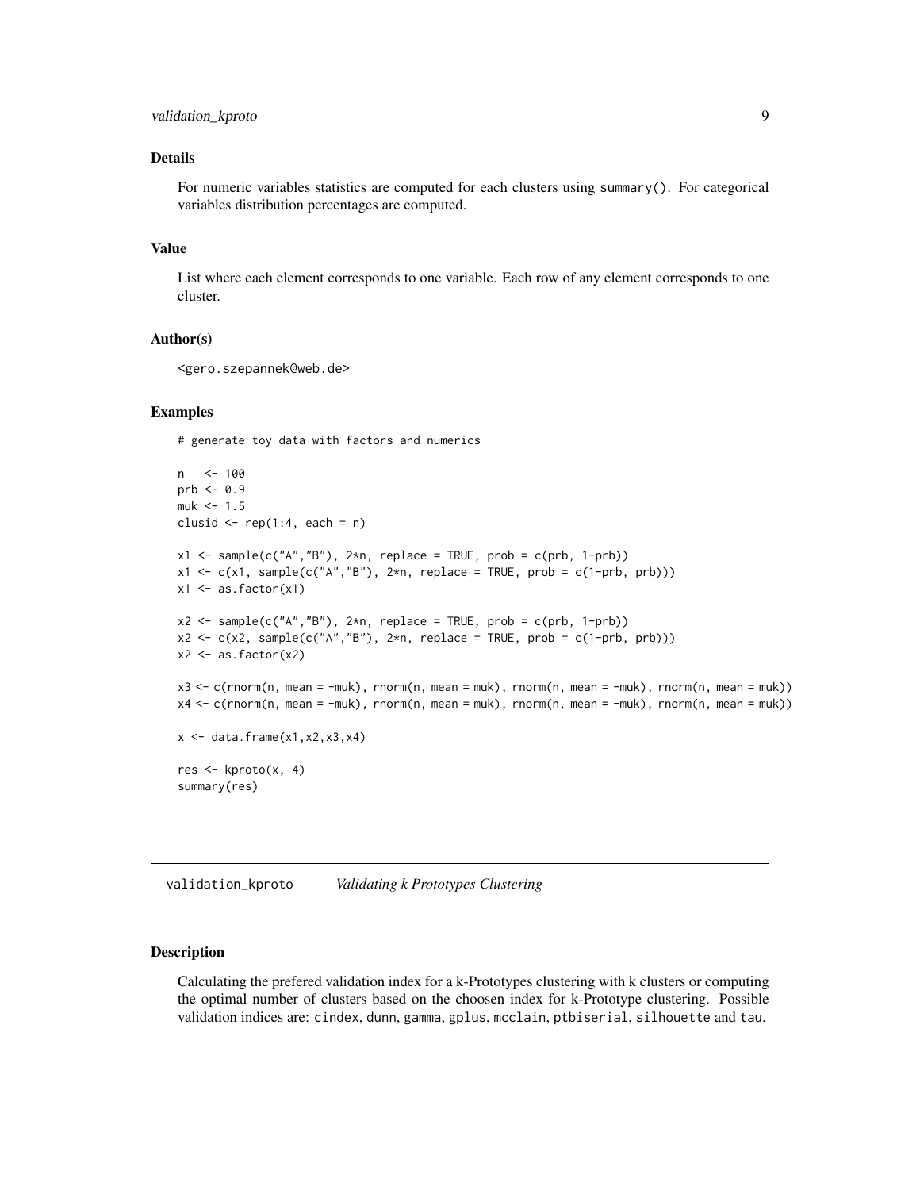### Details

For numeric variables statistics are computed for each clusters using `summary()`. For categorical variables distribution percentages are computed.

### Value

List where each element corresponds to one variable. Each row of any element corresponds to one cluster.

### Author(s)

<gero.szepannek@web.de>

### Examples

```
# generate toy data with factors and numerics

n   <- 100
prb <- 0.9
muk <- 1.5
clusid <- rep(1:4, each = n)

x1 <- sample(c("A","B"), 2*n, replace = TRUE, prob = c(prb, 1-prb))
x1 <- c(x1, sample(c("A","B"), 2*n, replace = TRUE, prob = c(1-prb, prb)))
x1 <- as.factor(x1)

x2 <- sample(c("A","B"), 2*n, replace = TRUE, prob = c(prb, 1-prb))
x2 <- c(x2, sample(c("A","B"), 2*n, replace = TRUE, prob = c(1-prb, prb)))
x2 <- as.factor(x2)

x3 <- c(rnorm(n, mean = -muk), rnorm(n, mean = muk), rnorm(n, mean = -muk), rnorm(n, mean = muk))
x4 <- c(rnorm(n, mean = -muk), rnorm(n, mean = muk), rnorm(n, mean = -muk), rnorm(n, mean = muk))

x <- data.frame(x1,x2,x3,x4)

res <- kproto(x, 4)
summary(res)
```

---

## validation_kproto    *Validating k Prototypes Clustering*

---

### Description

Calculating the prefered validation index for a k-Prototypes clustering with k clusters or computing the optimal number of clusters based on the choosen index for k-Prototype clustering. Possible validation indices are: `cindex`, `dunn`, `gamma`, `gplus`, `mcclain`, `ptbiserial`, `silhouette` and `tau`.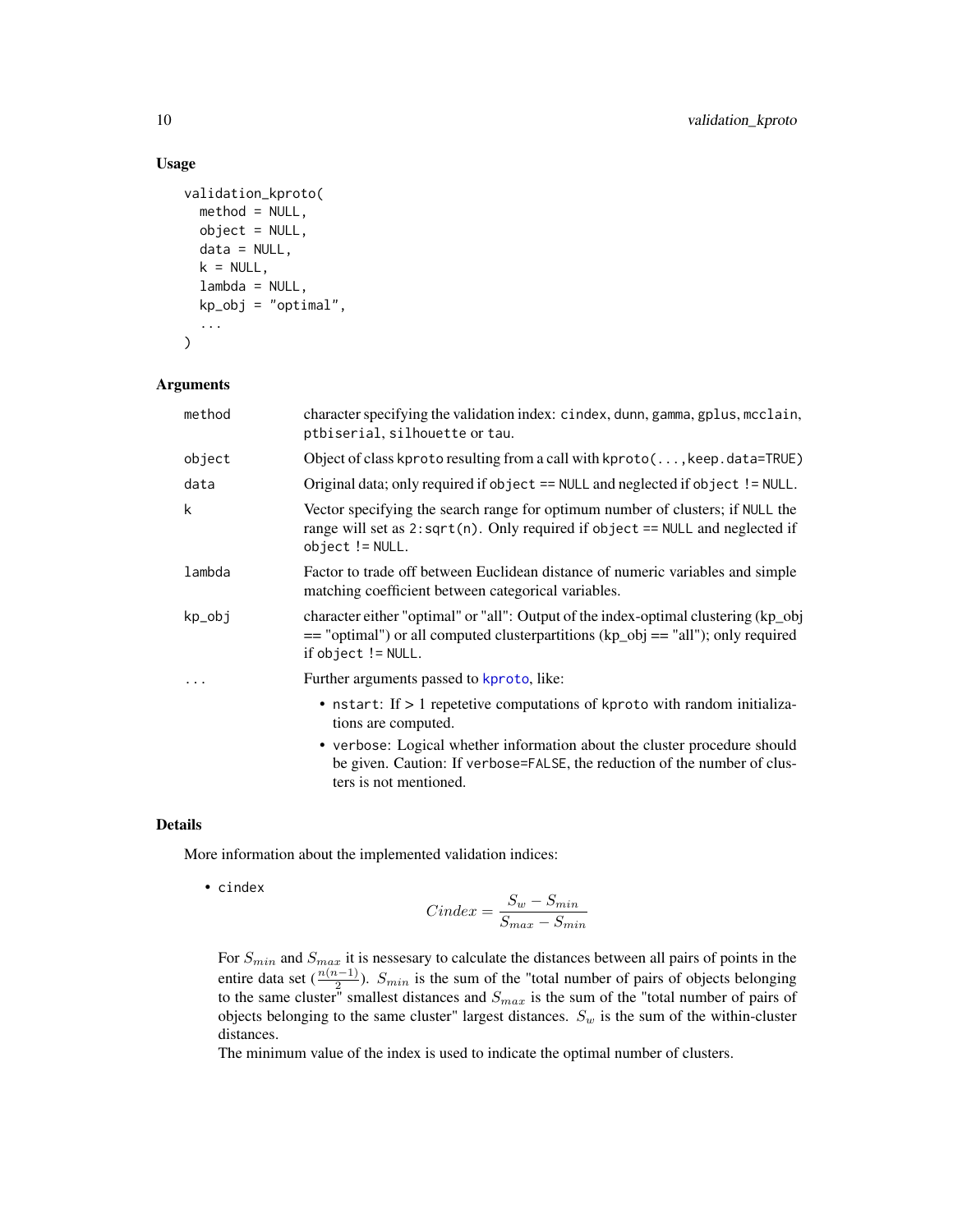### Usage

```
validation_kproto(
  method = NULL,
  object = NULL,
  data = NULL,
  k = NULL,
  lambda = NULL,
  kp_obj = "optimal",
  ...
)
```

### Arguments

| | |
|---|---|
| `method` | character specifying the validation index: `cindex`, `dunn`, `gamma`, `gplus`, `mcclain`, `ptbiserial`, `silhouette` or `tau`. |
| `object` | Object of class `kproto` resulting from a call with `kproto(...,keep.data=TRUE)` |
| `data` | Original data; only required if `object == NULL` and neglected if `object != NULL`. |
| `k` | Vector specifying the search range for optimum number of clusters; if `NULL` the range will set as `2:sqrt(n)`. Only required if `object == NULL` and neglected if `object != NULL`. |
| `lambda` | Factor to trade off between Euclidean distance of numeric variables and simple matching coefficient between categorical variables. |
| `kp_obj` | character either "optimal" or "all": Output of the index-optimal clustering (kp_obj == "optimal") or all computed clusterpartitions (kp_obj == "all"); only required if `object != NULL`. |
| `...` | Further arguments passed to `kproto`, like: <br>• `nstart`: If > 1 repetetive computations of `kproto` with random initializations are computed. <br>• `verbose`: Logical whether information about the cluster procedure should be given. Caution: If `verbose=FALSE`, the reduction of the number of clusters is not mentioned. |

### Details

More information about the implemented validation indices:

- `cindex`

$$Cindex = \frac{S_w - S_{min}}{S_{max} - S_{min}}$$

For $S_{min}$ and $S_{max}$ it is nessesary to calculate the distances between all pairs of points in the entire data set ($\frac{n(n-1)}{2}$). $S_{min}$ is the sum of the "total number of pairs of objects belonging to the same cluster" smallest distances and $S_{max}$ is the sum of the "total number of pairs of objects belonging to the same cluster" largest distances. $S_w$ is the sum of the within-cluster distances.

The minimum value of the index is used to indicate the optimal number of clusters.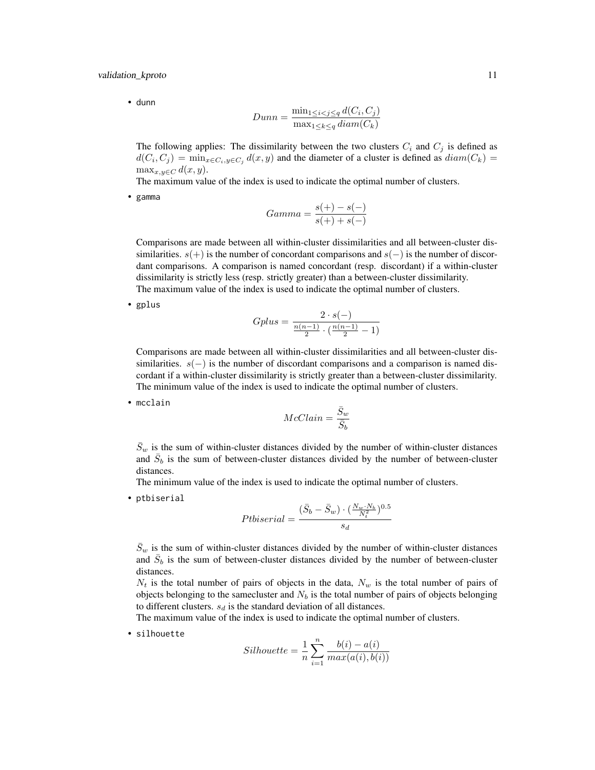- `dunn`

$$Dunn = \frac{\min_{1 \leq i < j \leq q} d(C_i, C_j)}{\max_{1 \leq k \leq q} diam(C_k)}$$

The following applies: The dissimilarity between the two clusters $C_i$ and $C_j$ is defined as $d(C_i, C_j) = \min_{x \in C_i, y \in C_j} d(x, y)$ and the diameter of a cluster is defined as $diam(C_k) = \max_{x,y \in C} d(x, y)$.
The maximum value of the index is used to indicate the optimal number of clusters.

- `gamma`

$$Gamma = \frac{s(+) - s(-)}{s(+) + s(-)}$$

Comparisons are made between all within-cluster dissimilarities and all between-cluster dissimilarities. $s(+)$ is the number of concordant comparisons and $s(-)$ is the number of discordant comparisons. A comparison is named concordant (resp. discordant) if a within-cluster dissimilarity is strictly less (resp. strictly greater) than a between-cluster dissimilarity.
The maximum value of the index is used to indicate the optimal number of clusters.

- `gplus`

$$Gplus = \frac{2 \cdot s(-)}{\frac{n(n-1)}{2} \cdot (\frac{n(n-1)}{2} - 1)}$$

Comparisons are made between all within-cluster dissimilarities and all between-cluster dissimilarities. $s(-)$ is the number of discordant comparisons and a comparison is named discordant if a within-cluster dissimilarity is strictly greater than a between-cluster dissimilarity.
The minimum value of the index is used to indicate the optimal number of clusters.

- `mcclain`

$$McClain = \frac{\bar{S}_w}{\bar{S}_b}$$

$\bar{S}_w$ is the sum of within-cluster distances divided by the number of within-cluster distances and $\bar{S}_b$ is the sum of between-cluster distances divided by the number of between-cluster distances.
The minimum value of the index is used to indicate the optimal number of clusters.

- `ptbiserial`

$$Ptbiserial = \frac{(\bar{S}_b - \bar{S}_w) \cdot (\frac{N_w \cdot N_b}{N_t^2})^{0.5}}{s_d}$$

$\bar{S}_w$ is the sum of within-cluster distances divided by the number of within-cluster distances and $\bar{S}_b$ is the sum of between-cluster distances divided by the number of between-cluster distances.
$N_t$ is the total number of pairs of objects in the data, $N_w$ is the total number of pairs of objects belonging to the samecluster and $N_b$ is the total number of pairs of objects belonging to different clusters. $s_d$ is the standard deviation of all distances.
The maximum value of the index is used to indicate the optimal number of clusters.

- `silhouette`

$$Silhouette = \frac{1}{n} \sum_{i=1}^{n} \frac{b(i) - a(i)}{max(a(i), b(i))}$$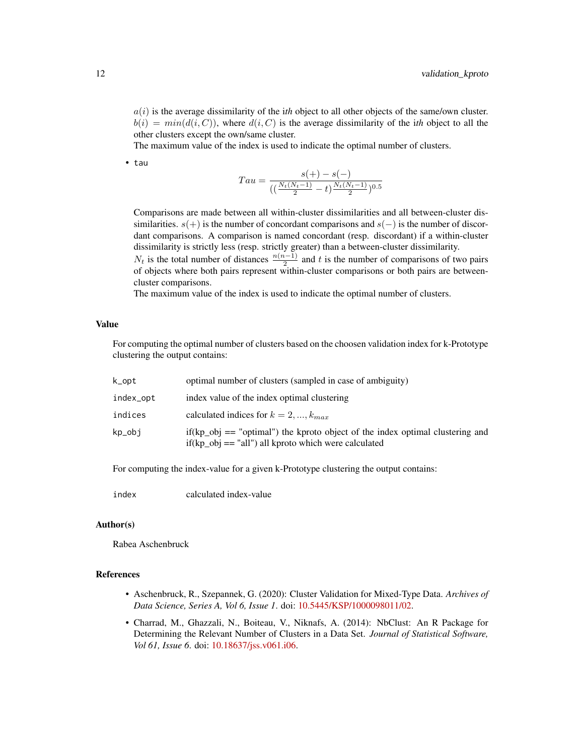$a(i)$ is the average dissimilarity of the i*th* object to all other objects of the same/own cluster. $b(i) = min(d(i, C))$, where $d(i, C)$ is the average dissimilarity of the i*th* object to all the other clusters except the own/same cluster.
The maximum value of the index is used to indicate the optimal number of clusters.

- tau

$$Tau = \frac{s(+) - s(-)}{((\frac{N_t(N_t-1)}{2} - t)\frac{N_t(N_t-1)}{2})^{0.5}}$$

Comparisons are made between all within-cluster dissimilarities and all between-cluster dissimilarities. $s(+)$ is the number of concordant comparisons and $s(-)$ is the number of discordant comparisons. A comparison is named concordant (resp. discordant) if a within-cluster dissimilarity is strictly less (resp. strictly greater) than a between-cluster dissimilarity.
$N_t$ is the total number of distances $\frac{n(n-1)}{2}$ and $t$ is the number of comparisons of two pairs of objects where both pairs represent within-cluster comparisons or both pairs are between-cluster comparisons.
The maximum value of the index is used to indicate the optimal number of clusters.

## Value

For computing the optimal number of clusters based on the choosen validation index for k-Prototype clustering the output contains:

| | |
|---|---|
| k_opt | optimal number of clusters (sampled in case of ambiguity) |
| index_opt | index value of the index optimal clustering |
| indices | calculated indices for $k = 2, ..., k_{max}$ |
| kp_obj | if(kp_obj == "optimal") the kproto object of the index optimal clustering and if(kp_obj == "all") all kproto which were calculated |

For computing the index-value for a given k-Prototype clustering the output contains:

| | |
|---|---|
| index | calculated index-value |

## Author(s)

Rabea Aschenbruck

## References

- Aschenbruck, R., Szepannek, G. (2020): Cluster Validation for Mixed-Type Data. *Archives of Data Science, Series A, Vol 6, Issue 1*. doi: 10.5445/KSP/1000098011/02.
- Charrad, M., Ghazzali, N., Boiteau, V., Niknafs, A. (2014): NbClust: An R Package for Determining the Relevant Number of Clusters in a Data Set. *Journal of Statistical Software, Vol 61, Issue 6*. doi: 10.18637/jss.v061.i06.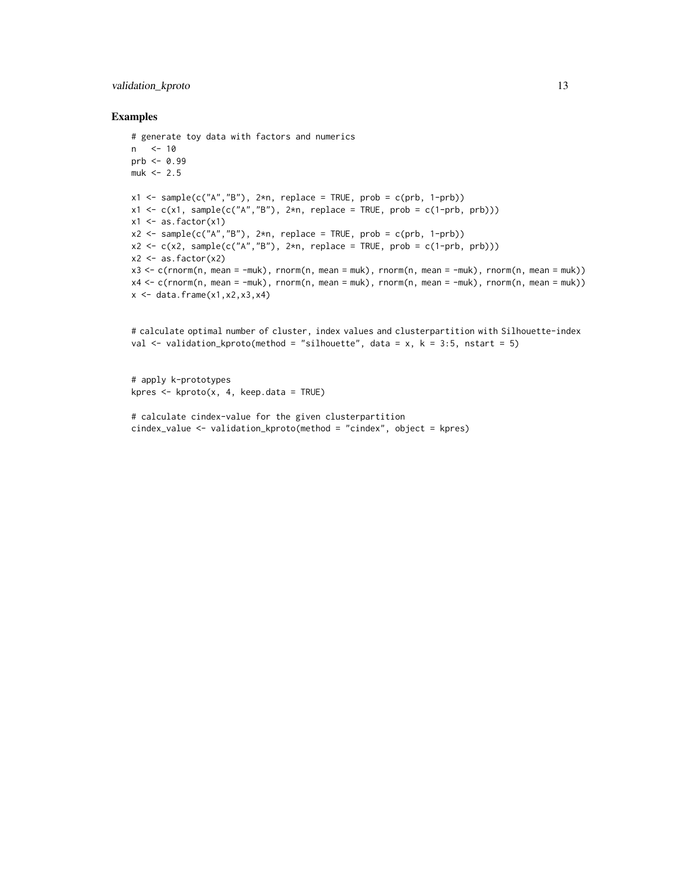### Examples

```
# generate toy data with factors and numerics
n   <- 10
prb <- 0.99
muk <- 2.5

x1 <- sample(c("A","B"), 2*n, replace = TRUE, prob = c(prb, 1-prb))
x1 <- c(x1, sample(c("A","B"), 2*n, replace = TRUE, prob = c(1-prb, prb)))
x1 <- as.factor(x1)
x2 <- sample(c("A","B"), 2*n, replace = TRUE, prob = c(prb, 1-prb))
x2 <- c(x2, sample(c("A","B"), 2*n, replace = TRUE, prob = c(1-prb, prb)))
x2 <- as.factor(x2)
x3 <- c(rnorm(n, mean = -muk), rnorm(n, mean = muk), rnorm(n, mean = -muk), rnorm(n, mean = muk))
x4 <- c(rnorm(n, mean = -muk), rnorm(n, mean = muk), rnorm(n, mean = -muk), rnorm(n, mean = muk))
x <- data.frame(x1,x2,x3,x4)


# calculate optimal number of cluster, index values and clusterpartition with Silhouette-index
val <- validation_kproto(method = "silhouette", data = x, k = 3:5, nstart = 5)


# apply k-prototypes
kpres <- kproto(x, 4, keep.data = TRUE)

# calculate cindex-value for the given clusterpartition
cindex_value <- validation_kproto(method = "cindex", object = kpres)
```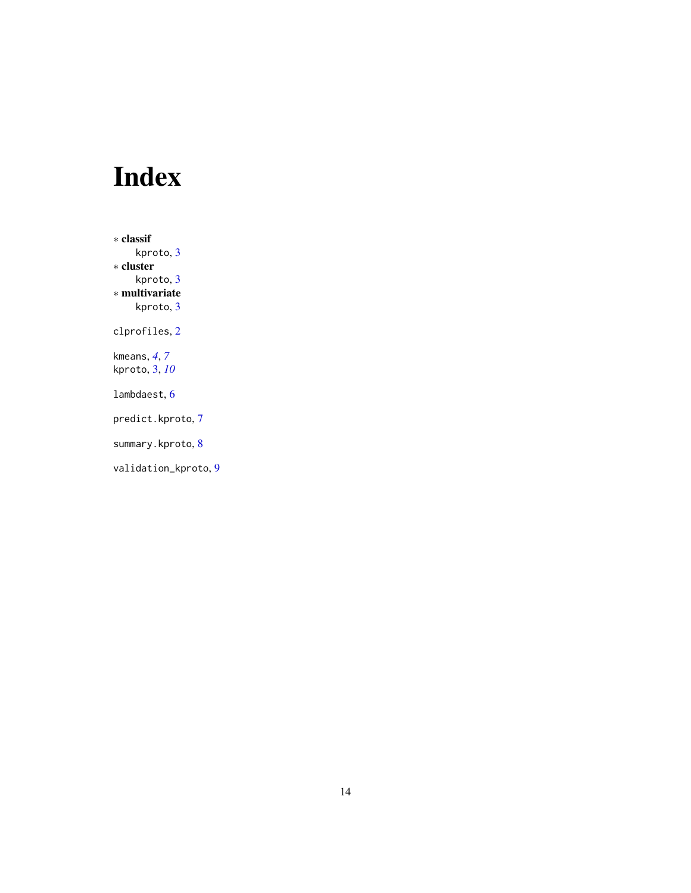# Index

∗ **classif**
  kproto, 3
∗ **cluster**
  kproto, 3
∗ **multivariate**
  kproto, 3

clprofiles, 2

kmeans, *4*, *7*
kproto, 3, *10*

lambdaest, 6

predict.kproto, 7

summary.kproto, 8

validation_kproto, 9